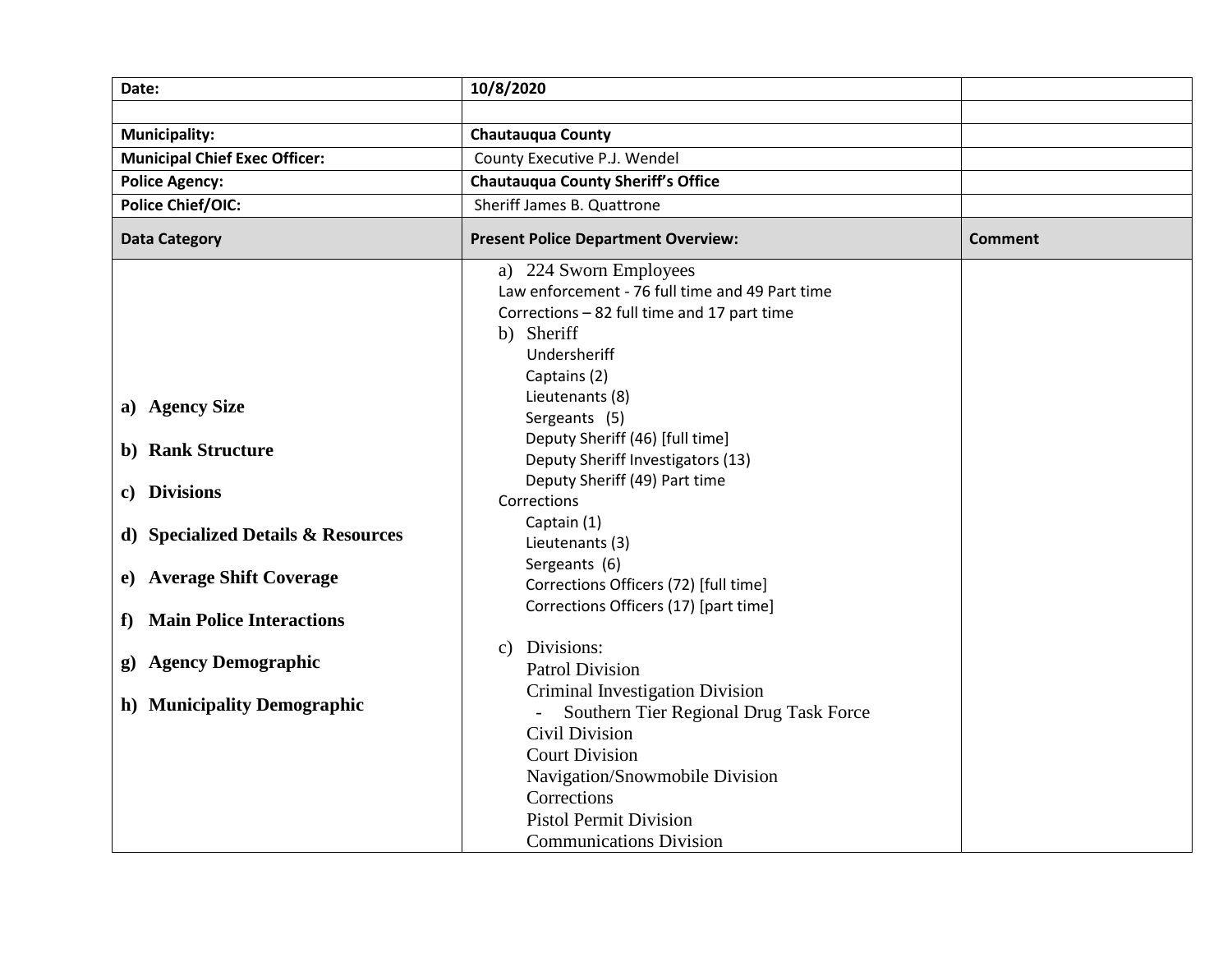| Date: | 10/8/2020 | |
|---|---|---|
| | | |
| **Municipality:** | **Chautauqua County** | |
| **Municipal Chief Exec Officer:** | County Executive P.J. Wendel | |
| **Police Agency:** | **Chautauqua County Sheriff's Office** | |
| **Police Chief/OIC:** | Sheriff James B. Quattrone | |
| **Data Category** | **Present Police Department Overview:** | **Comment** |
| **a) Agency Size**<br><br>**b) Rank Structure**<br><br>**c) Divisions**<br><br>**d) Specialized Details & Resources**<br><br>**e) Average Shift Coverage**<br><br>**f) Main Police Interactions**<br><br>**g) Agency Demographic**<br><br>**h) Municipality Demographic** | a) 224 Sworn Employees<br>Law enforcement - 76 full time and 49 Part time<br>Corrections – 82 full time and 17 part time<br>b) Sheriff<br>Undersheriff<br>Captains (2)<br>Lieutenants (8)<br>Sergeants (5)<br>Deputy Sheriff (46) [full time]<br>Deputy Sheriff Investigators (13)<br>Deputy Sheriff (49) Part time<br>Corrections<br>Captain (1)<br>Lieutenants (3)<br>Sergeants (6)<br>Corrections Officers (72) [full time]<br>Corrections Officers (17) [part time]<br><br>c) Divisions:<br>Patrol Division<br>Criminal Investigation Division<br>- Southern Tier Regional Drug Task Force<br>Civil Division<br>Court Division<br>Navigation/Snowmobile Division<br>Corrections<br>Pistol Permit Division<br>Communications Division | |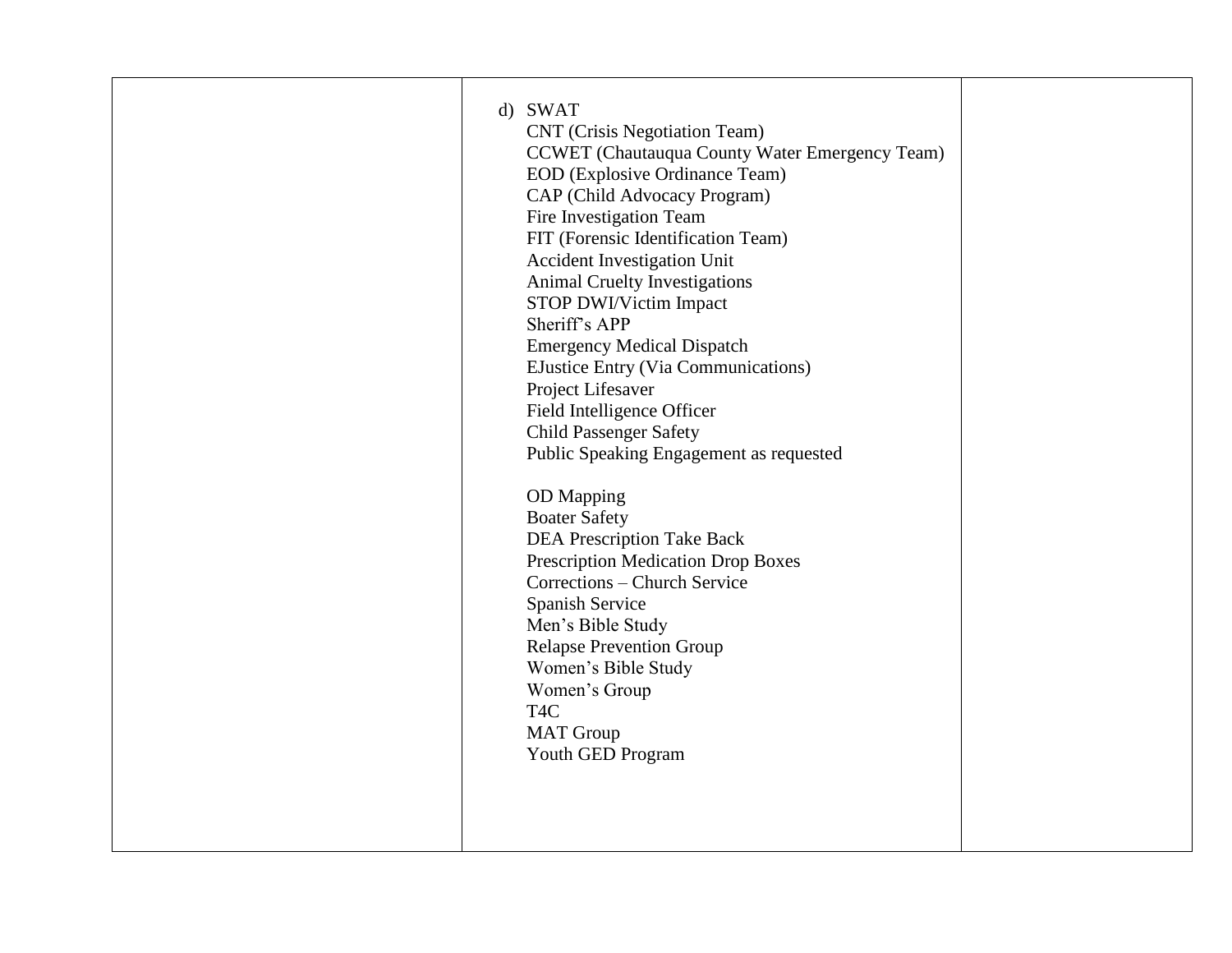|  | d) SWAT<br>CNT (Crisis Negotiation Team)<br>CCWET (Chautauqua County Water Emergency Team)<br>EOD (Explosive Ordinance Team)<br>CAP (Child Advocacy Program)<br>Fire Investigation Team<br>FIT (Forensic Identification Team)<br>Accident Investigation Unit<br>Animal Cruelty Investigations<br>STOP DWI/Victim Impact<br>Sheriff's APP<br>Emergency Medical Dispatch<br>EJustice Entry (Via Communications)<br>Project Lifesaver<br>Field Intelligence Officer<br>Child Passenger Safety<br>Public Speaking Engagement as requested<br><br>OD Mapping<br>Boater Safety<br>DEA Prescription Take Back<br>Prescription Medication Drop Boxes<br>Corrections – Church Service<br>Spanish Service<br>Men's Bible Study<br>Relapse Prevention Group<br>Women's Bible Study<br>Women's Group<br>T4C<br>MAT Group<br>Youth GED Program |  |
|---|---|---|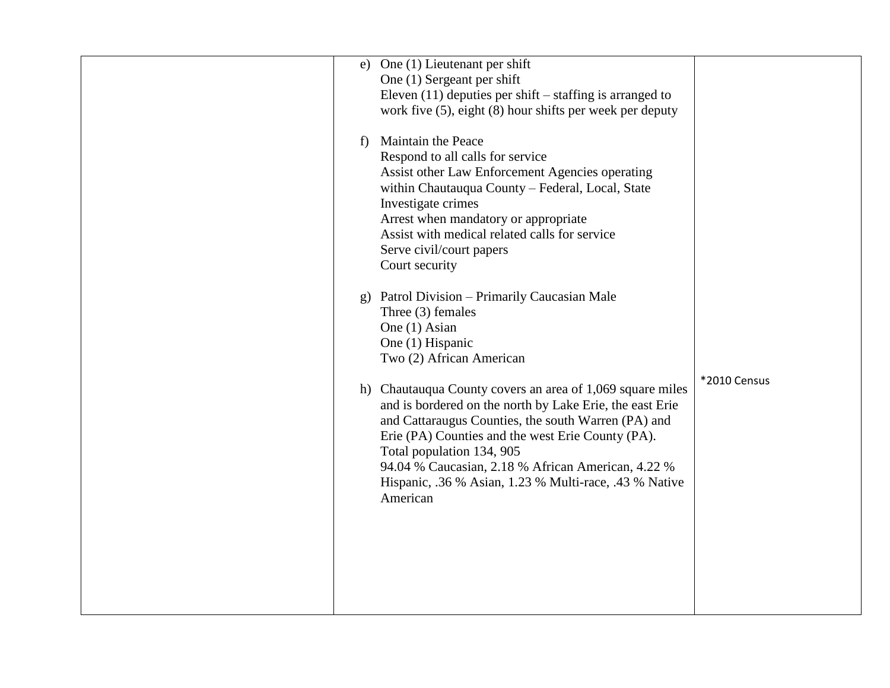|  | e) One (1) Lieutenant per shift<br>One (1) Sergeant per shift<br>Eleven (11) deputies per shift – staffing is arranged to work five (5), eight (8) hour shifts per week per deputy<br><br>f) Maintain the Peace<br>Respond to all calls for service<br>Assist other Law Enforcement Agencies operating within Chautauqua County – Federal, Local, State<br>Investigate crimes<br>Arrest when mandatory or appropriate<br>Assist with medical related calls for service<br>Serve civil/court papers<br>Court security<br><br>g) Patrol Division – Primarily Caucasian Male<br>Three (3) females<br>One (1) Asian<br>One (1) Hispanic<br>Two (2) African American<br><br>h) Chautauqua County covers an area of 1,069 square miles and is bordered on the north by Lake Erie, the east Erie and Cattaraugus Counties, the south Warren (PA) and Erie (PA) Counties and the west Erie County (PA).<br>Total population 134, 905<br>94.04 % Caucasian, 2.18 % African American, 4.22 % Hispanic, .36 % Asian, 1.23 % Multi-race, .43 % Native American | *2010 Census |
|---|---|---|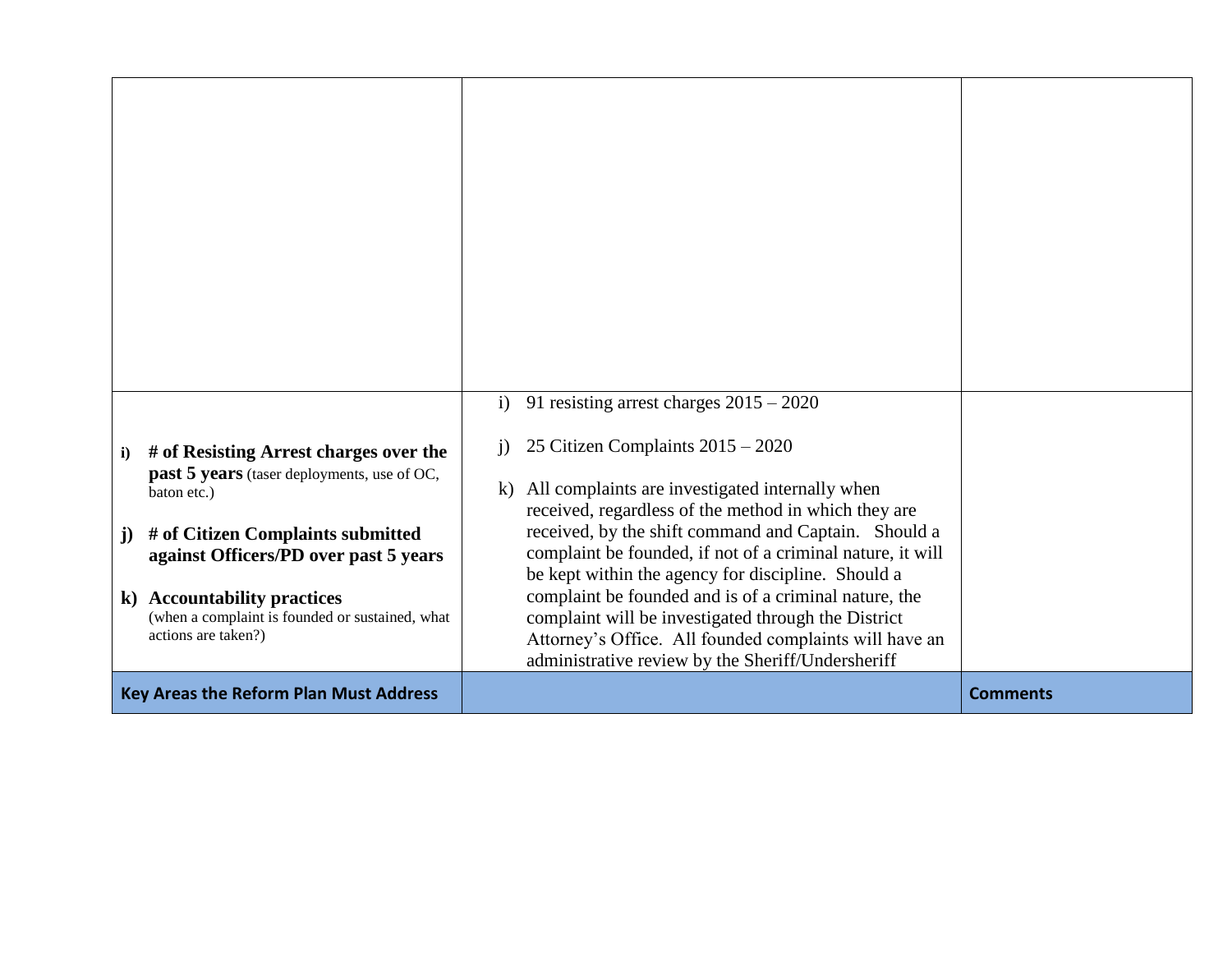| | | |
|---|---|---|
| | | |
| **i) # of Resisting Arrest charges over the past 5 years** (taser deployments, use of OC, baton etc.)<br><br>**j) # of Citizen Complaints submitted against Officers/PD over past 5 years**<br><br>**k) Accountability practices** (when a complaint is founded or sustained, what actions are taken?) | i) 91 resisting arrest charges 2015 – 2020<br><br>j) 25 Citizen Complaints 2015 – 2020<br><br>k) All complaints are investigated internally when received, regardless of the method in which they are received, by the shift command and Captain. Should a complaint be founded, if not of a criminal nature, it will be kept within the agency for discipline. Should a complaint be founded and is of a criminal nature, the complaint will be investigated through the District Attorney's Office. All founded complaints will have an administrative review by the Sheriff/Undersheriff | |
| **Key Areas the Reform Plan Must Address** | | **Comments** |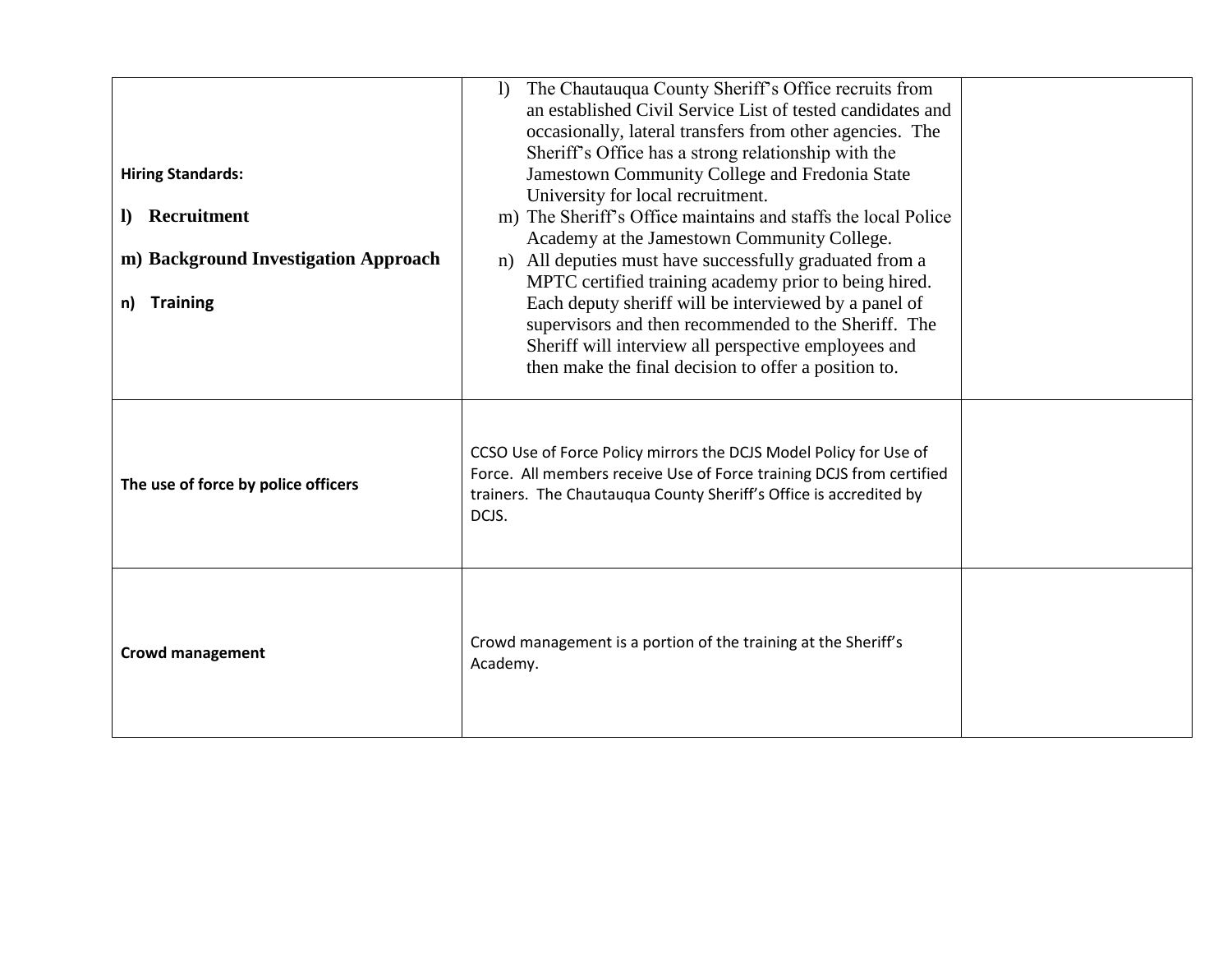| | | |
|---|---|---|
| **Hiring Standards:**<br><br>**l) Recruitment**<br><br>**m) Background Investigation Approach**<br><br>**n) Training** | l) The Chautauqua County Sheriff's Office recruits from an established Civil Service List of tested candidates and occasionally, lateral transfers from other agencies. The Sheriff's Office has a strong relationship with the Jamestown Community College and Fredonia State University for local recruitment.<br>m) The Sheriff's Office maintains and staffs the local Police Academy at the Jamestown Community College.<br>n) All deputies must have successfully graduated from a MPTC certified training academy prior to being hired. Each deputy sheriff will be interviewed by a panel of supervisors and then recommended to the Sheriff. The Sheriff will interview all perspective employees and then make the final decision to offer a position to. | |
| **The use of force by police officers** | CCSO Use of Force Policy mirrors the DCJS Model Policy for Use of Force. All members receive Use of Force training DCJS from certified trainers. The Chautauqua County Sheriff's Office is accredited by DCJS. | |
| **Crowd management** | Crowd management is a portion of the training at the Sheriff's Academy. | |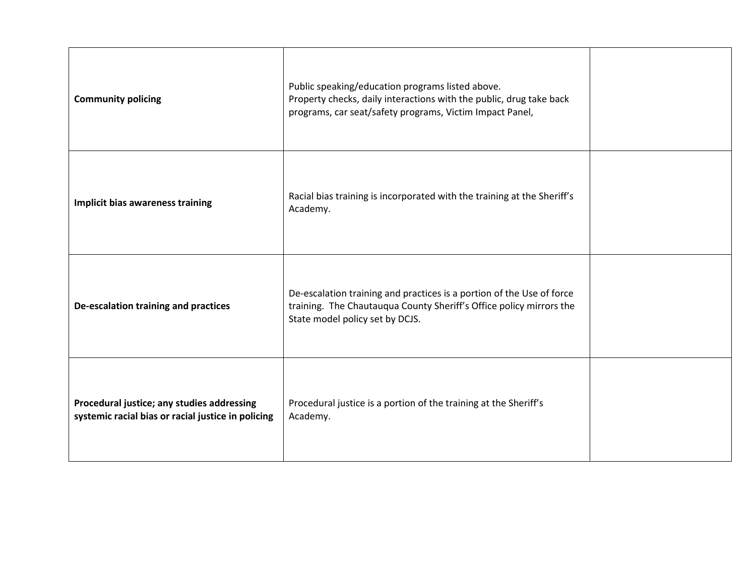| | | |
|---|---|---|
| **Community policing** | Public speaking/education programs listed above.<br>Property checks, daily interactions with the public, drug take back programs, car seat/safety programs, Victim Impact Panel, | |
| **Implicit bias awareness training** | Racial bias training is incorporated with the training at the Sheriff's Academy. | |
| **De-escalation training and practices** | De-escalation training and practices is a portion of the Use of force training. The Chautauqua County Sheriff's Office policy mirrors the State model policy set by DCJS. | |
| **Procedural justice; any studies addressing systemic racial bias or racial justice in policing** | Procedural justice is a portion of the training at the Sheriff's Academy. | |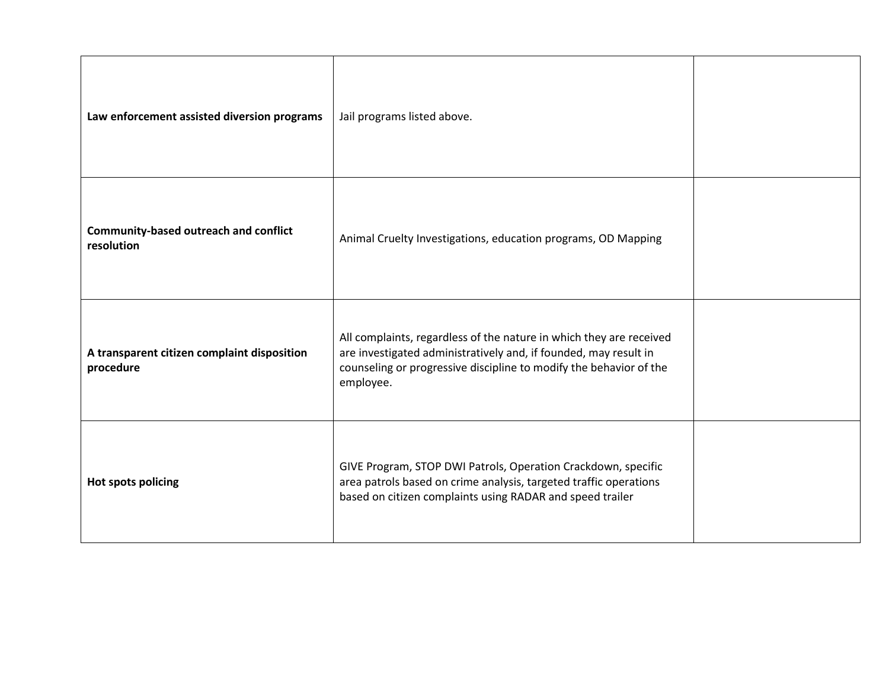| | | |
|---|---|---|
| **Law enforcement assisted diversion programs** | Jail programs listed above. | |
| **Community-based outreach and conflict resolution** | Animal Cruelty Investigations, education programs, OD Mapping | |
| **A transparent citizen complaint disposition procedure** | All complaints, regardless of the nature in which they are received are investigated administratively and, if founded, may result in counseling or progressive discipline to modify the behavior of the employee. | |
| **Hot spots policing** | GIVE Program, STOP DWI Patrols, Operation Crackdown, specific area patrols based on crime analysis, targeted traffic operations based on citizen complaints using RADAR and speed trailer | |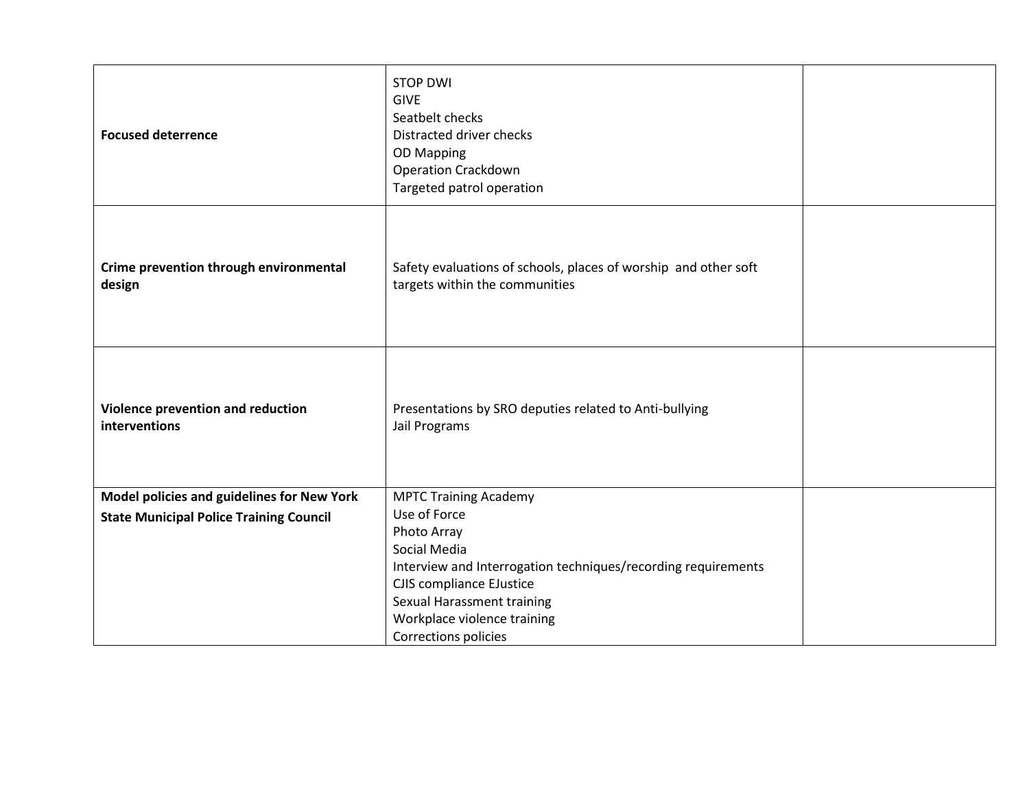| | | |
|---|---|---|
| **Focused deterrence** | STOP DWI<br>GIVE<br>Seatbelt checks<br>Distracted driver checks<br>OD Mapping<br>Operation Crackdown<br>Targeted patrol operation | |
| **Crime prevention through environmental design** | Safety evaluations of schools, places of worship and other soft targets within the communities | |
| **Violence prevention and reduction interventions** | Presentations by SRO deputies related to Anti-bullying<br>Jail Programs | |
| **Model policies and guidelines for New York State Municipal Police Training Council** | MPTC Training Academy<br>Use of Force<br>Photo Array<br>Social Media<br>Interview and Interrogation techniques/recording requirements<br>CJIS compliance EJustice<br>Sexual Harassment training<br>Workplace violence training<br>Corrections policies | |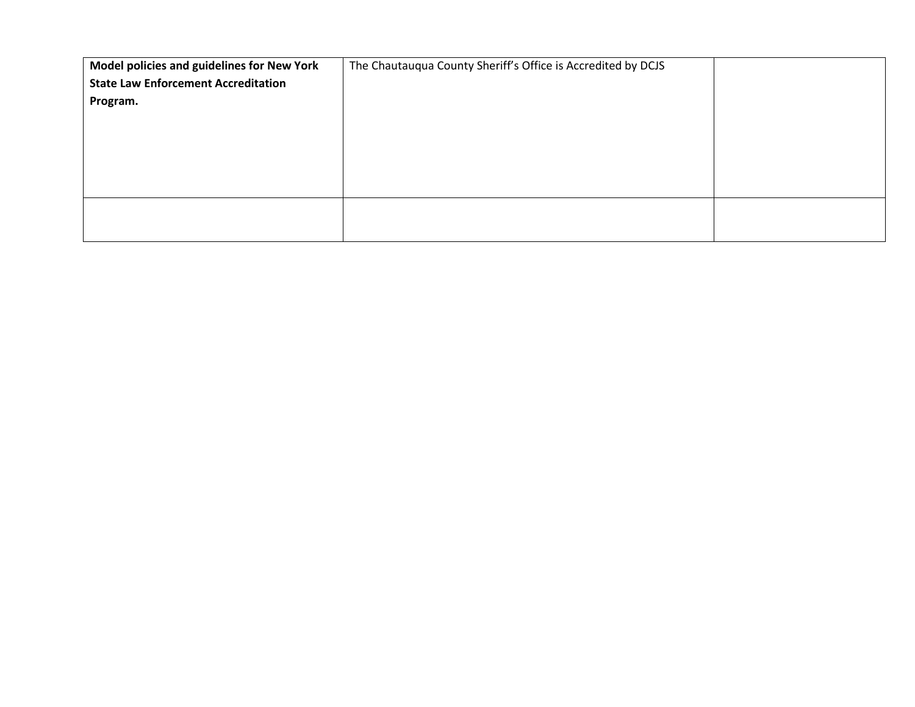| | | |
|---|---|---|
| **Model policies and guidelines for New York State Law Enforcement Accreditation Program.** | The Chautauqua County Sheriff's Office is Accredited by DCJS | |
| | | |